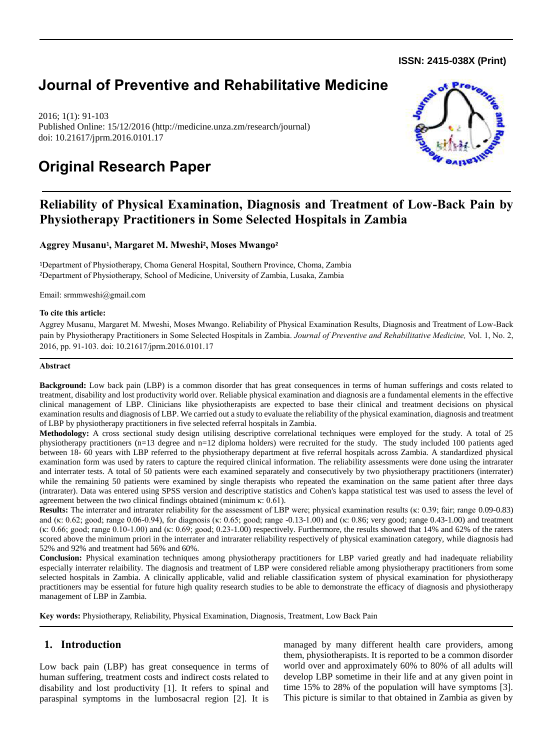ISSN: 2415-038X (Print)

# Journal of Preventive and Rehabilitative Medicine

2016; 1(1): 91-103
Published Online: 15/12/2016 (http://medicine.unza.zm/research/journal)
doi: 10.21617/jprm.2016.0101.17

# Original Research Paper

## Reliability of Physical Examination, Diagnosis and Treatment of Low-Back Pain by Physiotherapy Practitioners in Some Selected Hospitals in Zambia

**Aggrey Musanu[1], Margaret M. Mweshi[2], Moses Mwango[2]**

[1]Department of Physiotherapy, Choma General Hospital, Southern Province, Choma, Zambia
[2]Department of Physiotherapy, School of Medicine, University of Zambia, Lusaka, Zambia

Email: srmmweshi@gmail.com

**To cite this article:**

Aggrey Musanu, Margaret M. Mweshi, Moses Mwango. Reliability of Physical Examination Results, Diagnosis and Treatment of Low-Back pain by Physiotherapy Practitioners in Some Selected Hospitals in Zambia. *Journal of Preventive and Rehabilitative Medicine,* Vol. 1, No. 2, 2016, pp. 91-103. doi: 10.21617/jprm.2016.0101.17

**Abstract**

**Background:** Low back pain (LBP) is a common disorder that has great consequences in terms of human sufferings and costs related to treatment, disability and lost productivity world over. Reliable physical examination and diagnosis are a fundamental elements in the effective clinical management of LBP. Clinicians like physiotherapists are expected to base their clinical and treatment decisions on physical examination results and diagnosis of LBP. We carried out a study to evaluate the reliability of the physical examination, diagnosis and treatment of LBP by physiotherapy practitioners in five selected referral hospitals in Zambia.

**Methodology:** A cross sectional study design utilising descriptive correlational techniques were employed for the study. A total of 25 physiotherapy practitioners (n=13 degree and n=12 diploma holders) were recruited for the study. The study included 100 patients aged between 18- 60 years with LBP referred to the physiotherapy department at five referral hospitals across Zambia. A standardized physical examination form was used by raters to capture the required clinical information. The reliability assessments were done using the intrarater and interrater tests. A total of 50 patients were each examined separately and consecutively by two physiotherapy practitioners (interrater) while the remaining 50 patients were examined by single therapists who repeated the examination on the same patient after three days (intrarater). Data was entered using SPSS version and descriptive statistics and Cohen's kappa statistical test was used to assess the level of agreement between the two clinical findings obtained (minimum κ: 0.61).

**Results:** The interrater and intrarater reliability for the assessment of LBP were; physical examination results (κ: 0.39; fair; range 0.09-0.83) and (κ: 0.62; good; range 0.06-0.94), for diagnosis (κ: 0.65; good; range -0.13-1.00) and (κ: 0.86; very good; range 0.43-1.00) and treatment (κ: 0.66; good; range 0.10-1.00) and (κ: 0.69; good; 0.23-1.00) respectively. Furthermore, the results showed that 14% and 62% of the raters scored above the minimum priori in the interrater and intrarater reliability respectively of physical examination category, while diagnosis had 52% and 92% and treatment had 56% and 60%.

**Conclusion:** Physical examination techniques among physiotherapy practitioners for LBP varied greatly and had inadequate reliability especially interrater relaibility. The diagnosis and treatment of LBP were considered reliable among physiotherapy practitioners from some selected hospitals in Zambia. A clinically applicable, valid and reliable classification system of physical examination for physiotherapy practitioners may be essential for future high quality research studies to be able to demonstrate the efficacy of diagnosis and physiotherapy management of LBP in Zambia.

**Key words:** Physiotherapy, Reliability, Physical Examination, Diagnosis, Treatment, Low Back Pain

## 1. Introduction

Low back pain (LBP) has great consequence in terms of human suffering, treatment costs and indirect costs related to disability and lost productivity [1]. It refers to spinal and paraspinal symptoms in the lumbosacral region [2]. It is managed by many different health care providers, among them, physiotherapists. It is reported to be a common disorder world over and approximately 60% to 80% of all adults will develop LBP sometime in their life and at any given point in time 15% to 28% of the population will have symptoms [3]. This picture is similar to that obtained in Zambia as given by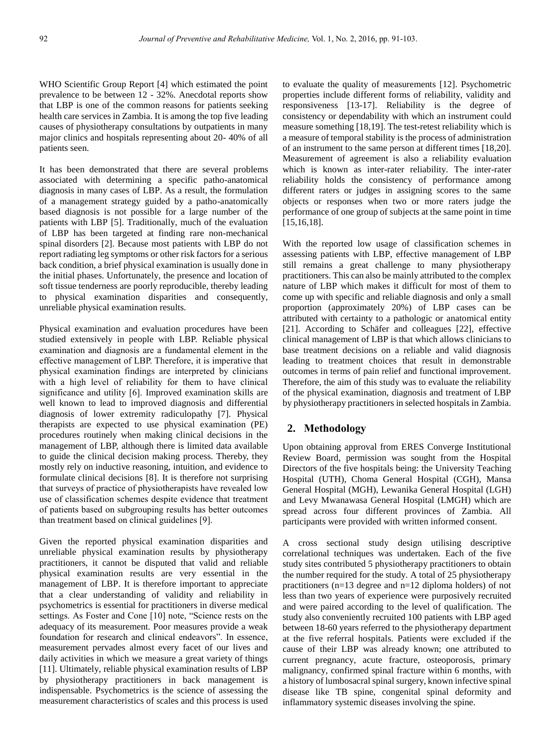WHO Scientific Group Report [4] which estimated the point prevalence to be between 12 - 32%. Anecdotal reports show that LBP is one of the common reasons for patients seeking health care services in Zambia. It is among the top five leading causes of physiotherapy consultations by outpatients in many major clinics and hospitals representing about 20- 40% of all patients seen.

It has been demonstrated that there are several problems associated with determining a specific patho-anatomical diagnosis in many cases of LBP. As a result, the formulation of a management strategy guided by a patho-anatomically based diagnosis is not possible for a large number of the patients with LBP [5]. Traditionally, much of the evaluation of LBP has been targeted at finding rare non-mechanical spinal disorders [2]. Because most patients with LBP do not report radiating leg symptoms or other risk factors for a serious back condition, a brief physical examination is usually done in the initial phases. Unfortunately, the presence and location of soft tissue tenderness are poorly reproducible, thereby leading to physical examination disparities and consequently, unreliable physical examination results.

Physical examination and evaluation procedures have been studied extensively in people with LBP. Reliable physical examination and diagnosis are a fundamental element in the effective management of LBP. Therefore, it is imperative that physical examination findings are interpreted by clinicians with a high level of reliability for them to have clinical significance and utility [6]. Improved examination skills are well known to lead to improved diagnosis and differential diagnosis of lower extremity radiculopathy [7]. Physical therapists are expected to use physical examination (PE) procedures routinely when making clinical decisions in the management of LBP, although there is limited data available to guide the clinical decision making process. Thereby, they mostly rely on inductive reasoning, intuition, and evidence to formulate clinical decisions [8]. It is therefore not surprising that surveys of practice of physiotherapists have revealed low use of classification schemes despite evidence that treatment of patients based on subgrouping results has better outcomes than treatment based on clinical guidelines [9].

Given the reported physical examination disparities and unreliable physical examination results by physiotherapy practitioners, it cannot be disputed that valid and reliable physical examination results are very essential in the management of LBP. It is therefore important to appreciate that a clear understanding of validity and reliability in psychometrics is essential for practitioners in diverse medical settings. As Foster and Cone [10] note, "Science rests on the adequacy of its measurement. Poor measures provide a weak foundation for research and clinical endeavors". In essence, measurement pervades almost every facet of our lives and daily activities in which we measure a great variety of things [11]. Ultimately, reliable physical examination results of LBP by physiotherapy practitioners in back management is indispensable. Psychometrics is the science of assessing the measurement characteristics of scales and this process is used to evaluate the quality of measurements [12]. Psychometric properties include different forms of reliability, validity and responsiveness [13-17]. Reliability is the degree of consistency or dependability with which an instrument could measure something [18,19]. The test-retest reliability which is a measure of temporal stability is the process of administration of an instrument to the same person at different times [18,20]. Measurement of agreement is also a reliability evaluation which is known as inter-rater reliability. The inter-rater reliability holds the consistency of performance among different raters or judges in assigning scores to the same objects or responses when two or more raters judge the performance of one group of subjects at the same point in time [15,16,18].

With the reported low usage of classification schemes in assessing patients with LBP, effective management of LBP still remains a great challenge to many physiotherapy practitioners. This can also be mainly attributed to the complex nature of LBP which makes it difficult for most of them to come up with specific and reliable diagnosis and only a small proportion (approximately 20%) of LBP cases can be attributed with certainty to a pathologic or anatomical entity [21]. According to Schäfer and colleagues [22], effective clinical management of LBP is that which allows clinicians to base treatment decisions on a reliable and valid diagnosis leading to treatment choices that result in demonstrable outcomes in terms of pain relief and functional improvement. Therefore, the aim of this study was to evaluate the reliability of the physical examination, diagnosis and treatment of LBP by physiotherapy practitioners in selected hospitals in Zambia.

## 2. Methodology

Upon obtaining approval from ERES Converge Institutional Review Board, permission was sought from the Hospital Directors of the five hospitals being: the University Teaching Hospital (UTH), Choma General Hospital (CGH), Mansa General Hospital (MGH), Lewanika General Hospital (LGH) and Levy Mwanawasa General Hospital (LMGH) which are spread across four different provinces of Zambia. All participants were provided with written informed consent.

A cross sectional study design utilising descriptive correlational techniques was undertaken. Each of the five study sites contributed 5 physiotherapy practitioners to obtain the number required for the study. A total of 25 physiotherapy practitioners (n=13 degree and n=12 diploma holders) of not less than two years of experience were purposively recruited and were paired according to the level of qualification. The study also conveniently recruited 100 patients with LBP aged between 18-60 years referred to the physiotherapy department at the five referral hospitals. Patients were excluded if the cause of their LBP was already known; one attributed to current pregnancy, acute fracture, osteoporosis, primary malignancy, confirmed spinal fracture within 6 months, with a history of lumbosacral spinal surgery, known infective spinal disease like TB spine, congenital spinal deformity and inflammatory systemic diseases involving the spine.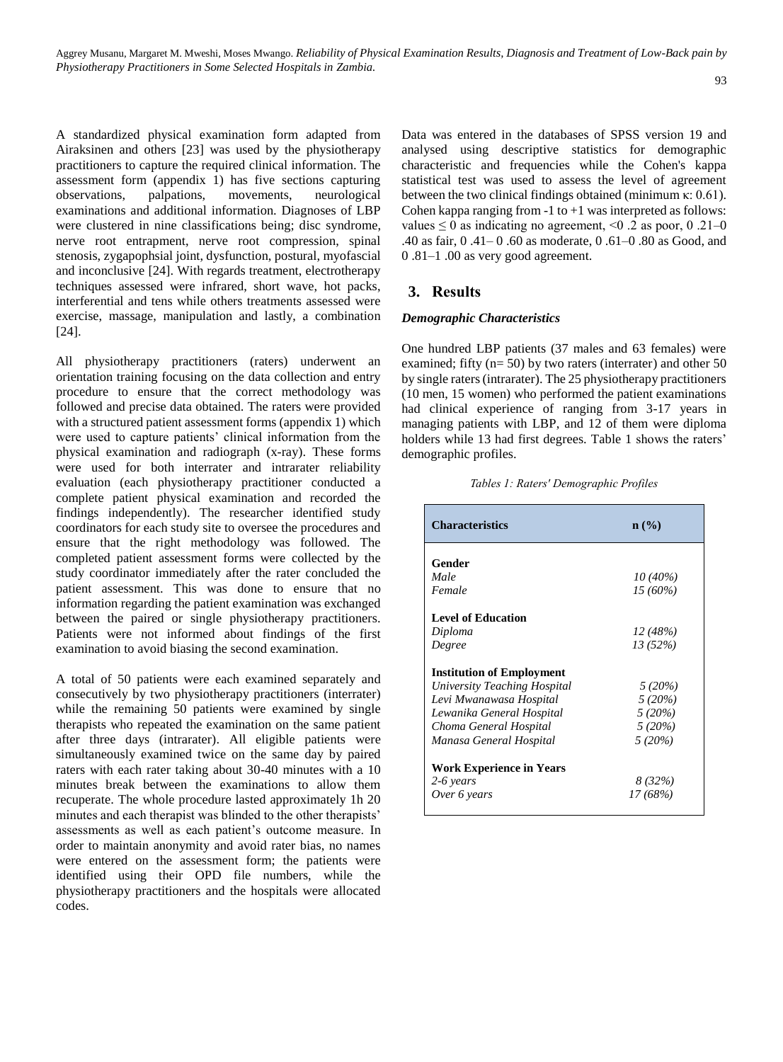A standardized physical examination form adapted from Airaksinen and others [23] was used by the physiotherapy practitioners to capture the required clinical information. The assessment form (appendix 1) has five sections capturing observations, palpations, movements, neurological examinations and additional information. Diagnoses of LBP were clustered in nine classifications being; disc syndrome, nerve root entrapment, nerve root compression, spinal stenosis, zygapophsial joint, dysfunction, postural, myofascial and inconclusive [24]. With regards treatment, electrotherapy techniques assessed were infrared, short wave, hot packs, interferential and tens while others treatments assessed were exercise, massage, manipulation and lastly, a combination [24].

All physiotherapy practitioners (raters) underwent an orientation training focusing on the data collection and entry procedure to ensure that the correct methodology was followed and precise data obtained. The raters were provided with a structured patient assessment forms (appendix 1) which were used to capture patients' clinical information from the physical examination and radiograph (x-ray). These forms were used for both interrater and intrarater reliability evaluation (each physiotherapy practitioner conducted a complete patient physical examination and recorded the findings independently). The researcher identified study coordinators for each study site to oversee the procedures and ensure that the right methodology was followed. The completed patient assessment forms were collected by the study coordinator immediately after the rater concluded the patient assessment. This was done to ensure that no information regarding the patient examination was exchanged between the paired or single physiotherapy practitioners. Patients were not informed about findings of the first examination to avoid biasing the second examination.

A total of 50 patients were each examined separately and consecutively by two physiotherapy practitioners (interrater) while the remaining 50 patients were examined by single therapists who repeated the examination on the same patient after three days (intrarater). All eligible patients were simultaneously examined twice on the same day by paired raters with each rater taking about 30-40 minutes with a 10 minutes break between the examinations to allow them recuperate. The whole procedure lasted approximately 1h 20 minutes and each therapist was blinded to the other therapists' assessments as well as each patient's outcome measure. In order to maintain anonymity and avoid rater bias, no names were entered on the assessment form; the patients were identified using their OPD file numbers, while the physiotherapy practitioners and the hospitals were allocated codes.

Data was entered in the databases of SPSS version 19 and analysed using descriptive statistics for demographic characteristic and frequencies while the Cohen's kappa statistical test was used to assess the level of agreement between the two clinical findings obtained (minimum $\kappa$: 0.61). Cohen kappa ranging from -1 to +1 was interpreted as follows: values $\leq 0$ as indicating no agreement, <0 .2 as poor, 0 .21–0 .40 as fair, 0 .41– 0 .60 as moderate, 0 .61–0 .80 as Good, and 0 .81–1 .00 as very good agreement.

## 3. Results

### *Demographic Characteristics*

One hundred LBP patients (37 males and 63 females) were examined; fifty (n= 50) by two raters (interrater) and other 50 by single raters (intrarater). The 25 physiotherapy practitioners (10 men, 15 women) who performed the patient examinations had clinical experience of ranging from 3-17 years in managing patients with LBP, and 12 of them were diploma holders while 13 had first degrees. Table 1 shows the raters' demographic profiles.

*Tables 1: Raters' Demographic Profiles*

| Characteristics | n (%) |
|---|---|
| **Gender** | |
| *Male* | *10 (40%)* |
| *Female* | *15 (60%)* |
| **Level of Education** | |
| *Diploma* | *12 (48%)* |
| *Degree* | *13 (52%)* |
| **Institution of Employment** | |
| *University Teaching Hospital* | *5 (20%)* |
| *Levi Mwanawasa Hospital* | *5 (20%)* |
| *Lewanika General Hospital* | *5 (20%)* |
| *Choma General Hospital* | *5 (20%)* |
| *Manasa General Hospital* | *5 (20%)* |
| **Work Experience in Years** | |
| *2-6 years* | *8 (32%)* |
| *Over 6 years* | *17 (68%)* |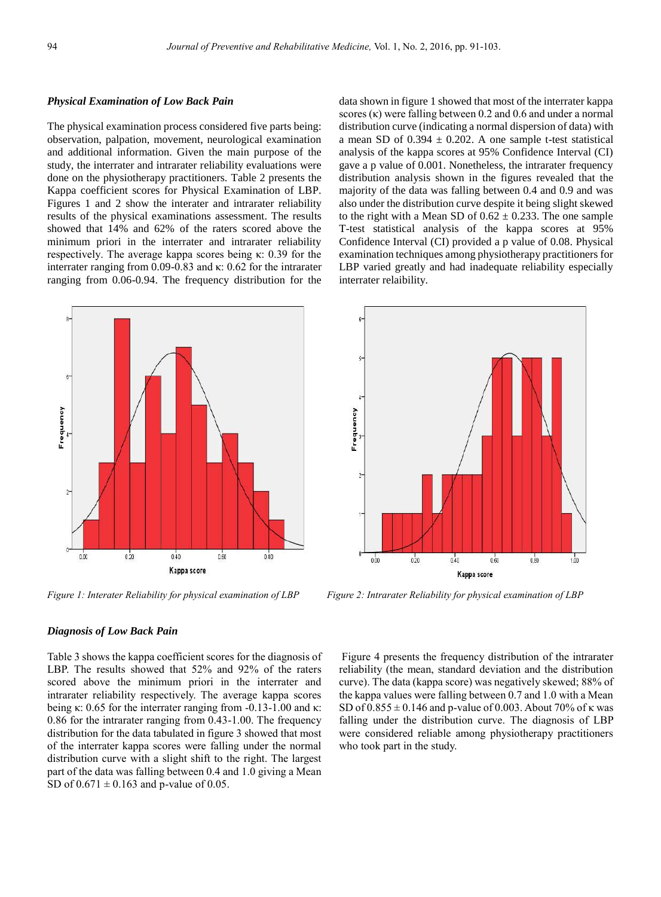### *Physical Examination of Low Back Pain*

The physical examination process considered five parts being: observation, palpation, movement, neurological examination and additional information. Given the main purpose of the study, the interrater and intrarater reliability evaluations were done on the physiotherapy practitioners. Table 2 presents the Kappa coefficient scores for Physical Examination of LBP. Figures 1 and 2 show the interater and intrarater reliability results of the physical examinations assessment. The results showed that 14% and 62% of the raters scored above the minimum priori in the interrater and intrarater reliability respectively. The average kappa scores being κ: 0.39 for the interrater ranging from 0.09-0.83 and κ: 0.62 for the intrarater ranging from 0.06-0.94. The frequency distribution for the data shown in figure 1 showed that most of the interrater kappa scores (κ) were falling between 0.2 and 0.6 and under a normal distribution curve (indicating a normal dispersion of data) with a mean SD of $0.394 \pm 0.202$. A one sample t-test statistical analysis of the kappa scores at 95% Confidence Interval (CI) gave a p value of 0.001. Nonetheless, the intrarater frequency distribution analysis shown in the figures revealed that the majority of the data was falling between 0.4 and 0.9 and was also under the distribution curve despite it being slight skewed to the right with a Mean SD of $0.62 \pm 0.233$. The one sample T-test statistical analysis of the kappa scores at 95% Confidence Interval (CI) provided a p value of 0.08. Physical examination techniques among physiotherapy practitioners for LBP varied greatly and had inadequate reliability especially interrater relaibility.

*Figure 1: Interater Reliability for physical examination of LBP*

*Figure 2: Intrarater Reliability for physical examination of LBP*

### *Diagnosis of Low Back Pain*

Table 3 shows the kappa coefficient scores for the diagnosis of LBP. The results showed that 52% and 92% of the raters scored above the minimum priori in the interrater and intrarater reliability respectively. The average kappa scores being κ: 0.65 for the interrater ranging from -0.13-1.00 and κ: 0.86 for the intrarater ranging from 0.43-1.00. The frequency distribution for the data tabulated in figure 3 showed that most of the interrater kappa scores were falling under the normal distribution curve with a slight shift to the right. The largest part of the data was falling between 0.4 and 1.0 giving a Mean SD of $0.671 \pm 0.163$ and p-value of 0.05.

Figure 4 presents the frequency distribution of the intrarater reliability (the mean, standard deviation and the distribution curve). The data (kappa score) was negatively skewed; 88% of the kappa values were falling between 0.7 and 1.0 with a Mean SD of $0.855 \pm 0.146$ and p-value of 0.003. About 70% of κ was falling under the distribution curve. The diagnosis of LBP were considered reliable among physiotherapy practitioners who took part in the study.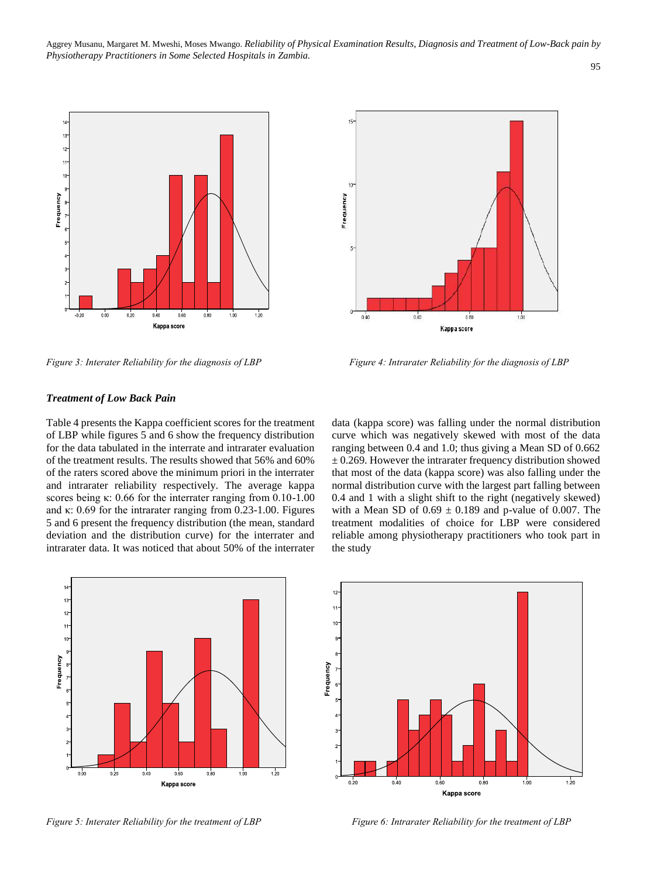Figure 3: Interater Reliability for the diagnosis of LBP

Figure 4: Intrarater Reliability for the diagnosis of LBP

### *Treatment of Low Back Pain*

Table 4 presents the Kappa coefficient scores for the treatment of LBP while figures 5 and 6 show the frequency distribution for the data tabulated in the interrate and intrarater evaluation of the treatment results. The results showed that 56% and 60% of the raters scored above the minimum priori in the interrater and intrarater reliability respectively. The average kappa scores being κ: 0.66 for the interrater ranging from 0.10-1.00 and κ: 0.69 for the intrarater ranging from 0.23-1.00. Figures 5 and 6 present the frequency distribution (the mean, standard deviation and the distribution curve) for the interrater and intrarater data. It was noticed that about 50% of the interrater data (kappa score) was falling under the normal distribution curve which was negatively skewed with most of the data ranging between 0.4 and 1.0; thus giving a Mean SD of 0.662 ± 0.269. However the intrarater frequency distribution showed that most of the data (kappa score) was also falling under the normal distribution curve with the largest part falling between 0.4 and 1 with a slight shift to the right (negatively skewed) with a Mean SD of 0.69 ± 0.189 and p-value of 0.007. The treatment modalities of choice for LBP were considered reliable among physiotherapy practitioners who took part in the study

Figure 5: Interater Reliability for the treatment of LBP

Figure 6: Intrarater Reliability for the treatment of LBP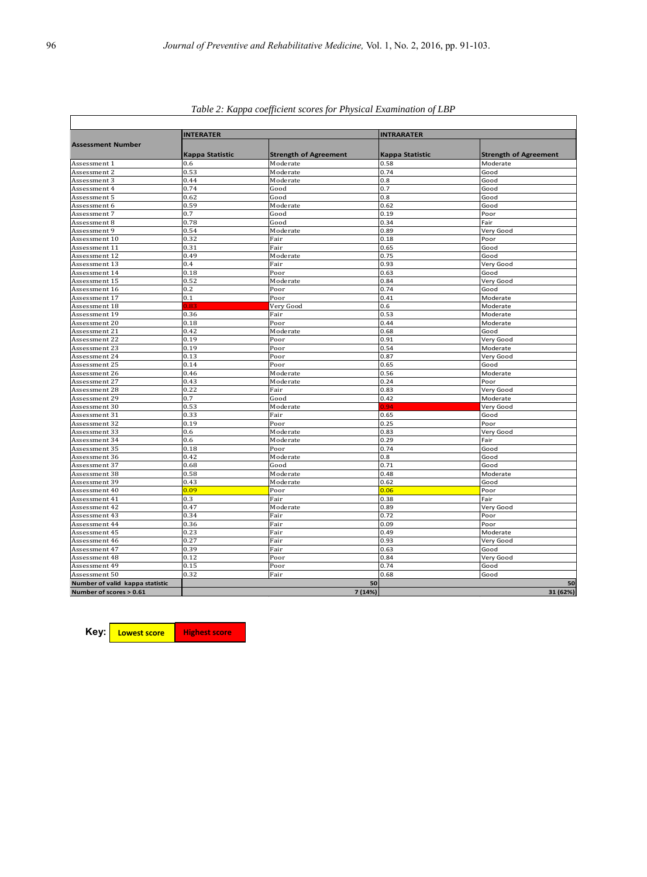*Table 2: Kappa coefficient scores for Physical Examination of LBP*

| Assessment Number | INTERATER | | INTRARATER | |
|---|---|---|---|---|
| | Kappa Statistic | Strength of Agreement | Kappa Statistic | Strength of Agreement |
| Assessment 1 | 0.6 | Moderate | 0.58 | Moderate |
| Assessment 2 | 0.53 | Moderate | 0.74 | Good |
| Assessment 3 | 0.44 | Moderate | 0.8 | Good |
| Assessment 4 | 0.74 | Good | 0.7 | Good |
| Assessment 5 | 0.62 | Good | 0.8 | Good |
| Assessment 6 | 0.59 | Moderate | 0.62 | Good |
| Assessment 7 | 0.7 | Good | 0.19 | Poor |
| Assessment 8 | 0.78 | Good | 0.34 | Fair |
| Assessment 9 | 0.54 | Moderate | 0.89 | Very Good |
| Assessment 10 | 0.32 | Fair | 0.18 | Poor |
| Assessment 11 | 0.31 | Fair | 0.65 | Good |
| Assessment 12 | 0.49 | Moderate | 0.75 | Good |
| Assessment 13 | 0.4 | Fair | 0.93 | Very Good |
| Assessment 14 | 0.18 | Poor | 0.63 | Good |
| Assessment 15 | 0.52 | Moderate | 0.84 | Very Good |
| Assessment 16 | 0.2 | Poor | 0.74 | Good |
| Assessment 17 | 0.1 | Poor | 0.41 | Moderate |
| Assessment 18 | 0.83 | Very Good | 0.6 | Moderate |
| Assessment 19 | 0.36 | Fair | 0.53 | Moderate |
| Assessment 20 | 0.18 | Poor | 0.44 | Moderate |
| Assessment 21 | 0.42 | Moderate | 0.68 | Good |
| Assessment 22 | 0.19 | Poor | 0.91 | Very Good |
| Assessment 23 | 0.19 | Poor | 0.54 | Moderate |
| Assessment 24 | 0.13 | Poor | 0.87 | Very Good |
| Assessment 25 | 0.14 | Poor | 0.65 | Good |
| Assessment 26 | 0.46 | Moderate | 0.56 | Moderate |
| Assessment 27 | 0.43 | Moderate | 0.24 | Poor |
| Assessment 28 | 0.22 | Fair | 0.83 | Very Good |
| Assessment 29 | 0.7 | Good | 0.42 | Moderate |
| Assessment 30 | 0.53 | Moderate | 0.94 | Very Good |
| Assessment 31 | 0.33 | Fair | 0.65 | Good |
| Assessment 32 | 0.19 | Poor | 0.25 | Poor |
| Assessment 33 | 0.6 | Moderate | 0.83 | Very Good |
| Assessment 34 | 0.6 | Moderate | 0.29 | Fair |
| Assessment 35 | 0.18 | Poor | 0.74 | Good |
| Assessment 36 | 0.42 | Moderate | 0.8 | Good |
| Assessment 37 | 0.68 | Good | 0.71 | Good |
| Assessment 38 | 0.58 | Moderate | 0.48 | Moderate |
| Assessment 39 | 0.43 | Moderate | 0.62 | Good |
| Assessment 40 | 0.09 | Poor | 0.06 | Poor |
| Assessment 41 | 0.3 | Fair | 0.38 | Fair |
| Assessment 42 | 0.47 | Moderate | 0.89 | Very Good |
| Assessment 43 | 0.34 | Fair | 0.72 | Poor |
| Assessment 44 | 0.36 | Fair | 0.09 | Poor |
| Assessment 45 | 0.23 | Fair | 0.49 | Moderate |
| Assessment 46 | 0.27 | Fair | 0.93 | Very Good |
| Assessment 47 | 0.39 | Fair | 0.63 | Good |
| Assessment 48 | 0.12 | Poor | 0.84 | Very Good |
| Assessment 49 | 0.15 | Poor | 0.74 | Good |
| Assessment 50 | 0.32 | Fair | 0.68 | Good |
| **Number of valid kappa statistic** | | 50 | | 50 |
| **Number of scores > 0.61** | | 7 (14%) | | 31 (62%) |

**Key:** Lowest score (yellow) | Highest score (red)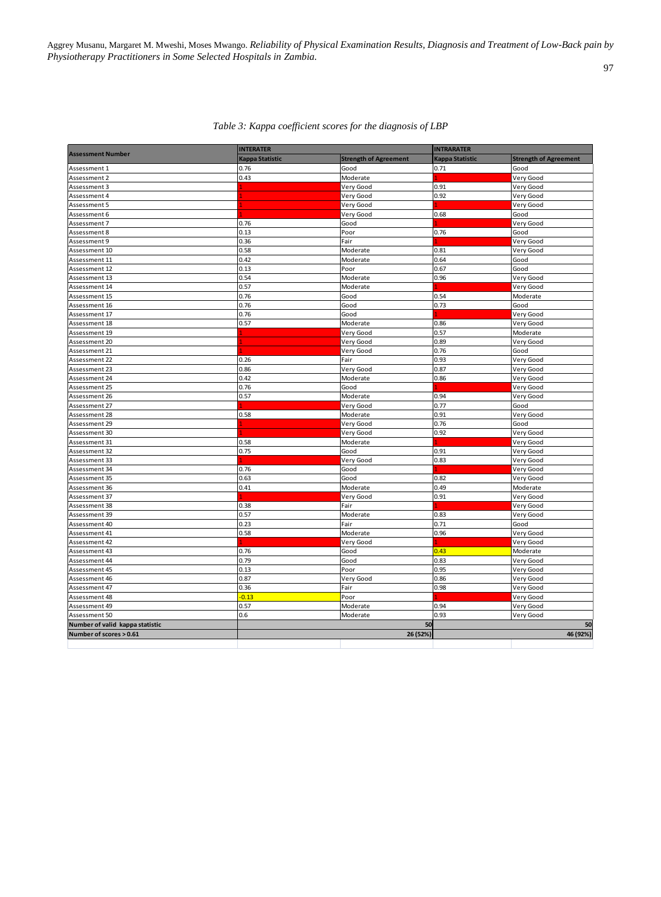*Table 3: Kappa coefficient scores for the diagnosis of LBP*

| Assessment Number | INTERATER | | INTRARATER | |
|---|---|---|---|---|
| | Kappa Statistic | Strength of Agreement | Kappa Statistic | Strength of Agreement |
| Assessment 1 | 0.76 | Good | 0.71 | Good |
| Assessment 2 | 0.43 | Moderate | 1 | Very Good |
| Assessment 3 | 1 | Very Good | 0.91 | Very Good |
| Assessment 4 | 1 | Very Good | 0.92 | Very Good |
| Assessment 5 | 1 | Very Good | 1 | Very Good |
| Assessment 6 | 1 | Very Good | 0.68 | Good |
| Assessment 7 | 0.76 | Good | 1 | Very Good |
| Assessment 8 | 0.13 | Poor | 0.76 | Good |
| Assessment 9 | 0.36 | Fair | 1 | Very Good |
| Assessment 10 | 0.58 | Moderate | 0.81 | Very Good |
| Assessment 11 | 0.42 | Moderate | 0.64 | Good |
| Assessment 12 | 0.13 | Poor | 0.67 | Good |
| Assessment 13 | 0.54 | Moderate | 0.96 | Very Good |
| Assessment 14 | 0.57 | Moderate | 1 | Very Good |
| Assessment 15 | 0.76 | Good | 0.54 | Moderate |
| Assessment 16 | 0.76 | Good | 0.73 | Good |
| Assessment 17 | 0.76 | Good | 1 | Very Good |
| Assessment 18 | 0.57 | Moderate | 0.86 | Very Good |
| Assessment 19 | 1 | Very Good | 0.57 | Moderate |
| Assessment 20 | 1 | Very Good | 0.89 | Very Good |
| Assessment 21 | 1 | Very Good | 0.76 | Good |
| Assessment 22 | 0.26 | Fair | 0.93 | Very Good |
| Assessment 23 | 0.86 | Very Good | 0.87 | Very Good |
| Assessment 24 | 0.42 | Moderate | 0.86 | Very Good |
| Assessment 25 | 0.76 | Good | 1 | Very Good |
| Assessment 26 | 0.57 | Moderate | 0.94 | Very Good |
| Assessment 27 | 1 | Very Good | 0.77 | Good |
| Assessment 28 | 0.58 | Moderate | 0.91 | Very Good |
| Assessment 29 | 1 | Very Good | 0.76 | Good |
| Assessment 30 | 1 | Very Good | 0.92 | Very Good |
| Assessment 31 | 0.58 | Moderate | 1 | Very Good |
| Assessment 32 | 0.75 | Good | 0.91 | Very Good |
| Assessment 33 | 1 | Very Good | 0.83 | Very Good |
| Assessment 34 | 0.76 | Good | 1 | Very Good |
| Assessment 35 | 0.63 | Good | 0.82 | Very Good |
| Assessment 36 | 0.41 | Moderate | 0.49 | Moderate |
| Assessment 37 | 1 | Very Good | 0.91 | Very Good |
| Assessment 38 | 0.38 | Fair | 1 | Very Good |
| Assessment 39 | 0.57 | Moderate | 0.83 | Very Good |
| Assessment 40 | 0.23 | Fair | 0.71 | Good |
| Assessment 41 | 0.58 | Moderate | 0.96 | Very Good |
| Assessment 42 | 1 | Very Good | 1 | Very Good |
| Assessment 43 | 0.76 | Good | 0.43 | Moderate |
| Assessment 44 | 0.79 | Good | 0.83 | Very Good |
| Assessment 45 | 0.13 | Poor | 0.95 | Very Good |
| Assessment 46 | 0.87 | Very Good | 0.86 | Very Good |
| Assessment 47 | 0.36 | Fair | 0.98 | Very Good |
| Assessment 48 | -0.13 | Poor | 1 | Very Good |
| Assessment 49 | 0.57 | Moderate | 0.94 | Very Good |
| Assessment 50 | 0.6 | Moderate | 0.93 | Very Good |
| **Number of valid kappa statistic** | | 50 | | 50 |
| **Number of scores > 0.61** | | 26 (52%) | | 46 (92%) |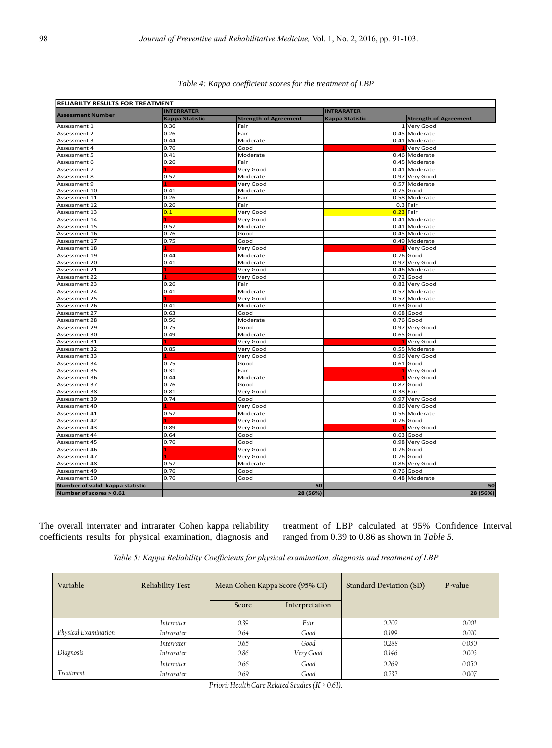*Table 4: Kappa coefficient scores for the treatment of LBP*

| RELIABILTY RESULTS FOR TREATMENT | | | | |
|---|---|---|---|---|
| **Assessment Number** | **INTERRATER** | | **INTRARATER** | |
| | **Kappa Statistic** | **Strength of Agreement** | **Kappa Statistic** | **Strength of Agreement** |
| Assessment 1 | 0.36 | Fair | 1 | Very Good |
| Assessment 2 | 0.26 | Fair | 0.45 | Moderate |
| Assessment 3 | 0.44 | Moderate | 0.41 | Moderate |
| Assessment 4 | 0.76 | Good | 1 | Very Good |
| Assessment 5 | 0.41 | Moderate | 0.46 | Moderate |
| Assessment 6 | 0.26 | Fair | 0.45 | Moderate |
| Assessment 7 | 1 | Very Good | 0.41 | Moderate |
| Assessment 8 | 0.57 | Moderate | 0.97 | Very Good |
| Assessment 9 | 1 | Very Good | 0.57 | Moderate |
| Assessment 10 | 0.41 | Moderate | 0.75 | Good |
| Assessment 11 | 0.26 | Fair | 0.58 | Moderate |
| Assessment 12 | 0.26 | Fair | 0.3 | Fair |
| Assessment 13 | 0.1 | Very Good | 0.23 | Fair |
| Assessment 14 | 1 | Very Good | 0.41 | Moderate |
| Assessment 15 | 0.57 | Moderate | 0.41 | Moderate |
| Assessment 16 | 0.76 | Good | 0.45 | Moderate |
| Assessment 17 | 0.75 | Good | 0.49 | Moderate |
| Assessment 18 | 1 | Very Good | 1 | Very Good |
| Assessment 19 | 0.44 | Moderate | 0.76 | Good |
| Assessment 20 | 0.41 | Moderate | 0.97 | Very Good |
| Assessment 21 | 1 | Very Good | 0.46 | Moderate |
| Assessment 22 | 1 | Very Good | 0.72 | Good |
| Assessment 23 | 0.26 | Fair | 0.82 | Very Good |
| Assessment 24 | 0.41 | Moderate | 0.57 | Moderate |
| Assessment 25 | 1 | Very Good | 0.57 | Moderate |
| Assessment 26 | 0.41 | Moderate | 0.63 | Good |
| Assessment 27 | 0.63 | Good | 0.68 | Good |
| Assessment 28 | 0.56 | Moderate | 0.76 | Good |
| Assessment 29 | 0.75 | Good | 0.97 | Very Good |
| Assessment 30 | 0.49 | Moderate | 0.65 | Good |
| Assessment 31 | 1 | Very Good | 1 | Very Good |
| Assessment 32 | 0.85 | Very Good | 0.55 | Moderate |
| Assessment 33 | 1 | Very Good | 0.96 | Very Good |
| Assessment 34 | 0.75 | Good | 0.61 | Good |
| Assessment 35 | 0.31 | Fair | 1 | Very Good |
| Assessment 36 | 0.44 | Moderate | 1 | Very Good |
| Assessment 37 | 0.76 | Good | 0.87 | Good |
| Assessment 38 | 0.81 | Very Good | 0.38 | Fair |
| Assessment 39 | 0.74 | Good | 0.97 | Very Good |
| Assessment 40 | 1 | Very Good | 0.86 | Very Good |
| Assessment 41 | 0.57 | Moderate | 0.56 | Moderate |
| Assessment 42 | 1 | Very Good | 0.76 | Good |
| Assessment 43 | 0.89 | Very Good | 1 | Very Good |
| Assessment 44 | 0.64 | Good | 0.63 | Good |
| Assessment 45 | 0.76 | Good | 0.98 | Very Good |
| Assessment 46 | 1 | Very Good | 0.76 | Good |
| Assessment 47 | 1 | Very Good | 0.76 | Good |
| Assessment 48 | 0.57 | Moderate | 0.86 | Very Good |
| Assessment 49 | 0.76 | Good | 0.76 | Good |
| Assessment 50 | 0.76 | Good | 0.48 | Moderate |
| **Number of valid kappa statistic** | | **50** | | **50** |
| **Number of scores > 0.61** | | **28 (56%)** | | **28 (56%)** |

The overall interrater and intrarater Cohen kappa reliability coefficients results for physical examination, diagnosis and treatment of LBP calculated at 95% Confidence Interval ranged from 0.39 to 0.86 as shown in *Table 5.*

*Table 5: Kappa Reliability Coefficients for physical examination, diagnosis and treatment of LBP*

| Variable | Reliability Test | Mean Cohen Kappa Score (95% CI) | | Standard Deviation (SD) | P-value |
|---|---|---|---|---|---|
| | | Score | Interpretation | | |
| *Physical Examination* | *Interrater* | 0.39 | Fair | 0.202 | 0.001 |
| | *Intrarater* | 0.64 | Good | 0.199 | 0.010 |
| *Diagnosis* | *Interrater* | 0.65 | Good | 0.288 | 0.050 |
| | *Intrarater* | 0.86 | Very Good | 0.146 | 0.003 |
| *Treatment* | *Interrater* | 0.66 | Good | 0.269 | 0.050 |
| | *Intrarater* | 0.69 | Good | 0.232 | 0.007 |

*Priori: Health Care Related Studies ($K \geq 0.61$).*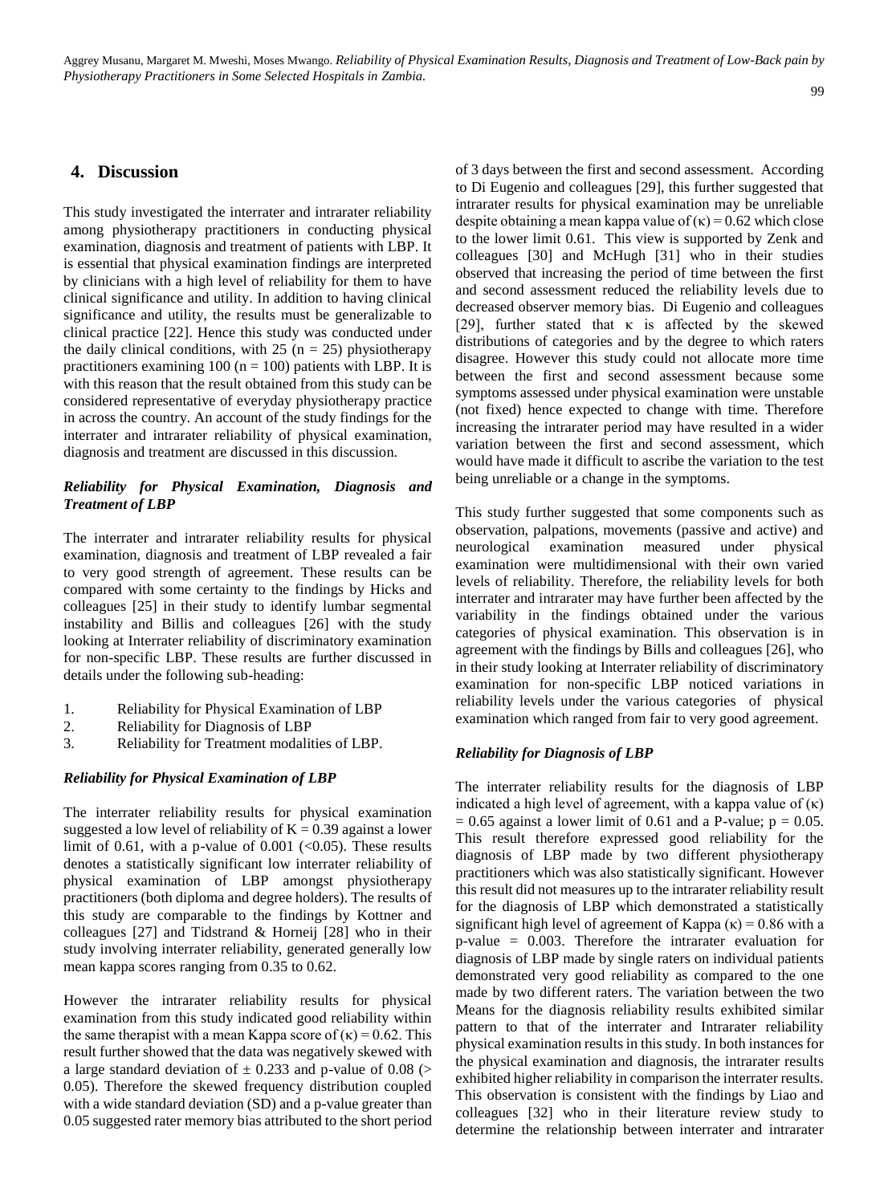## 4. Discussion

This study investigated the interrater and intrarater reliability among physiotherapy practitioners in conducting physical examination, diagnosis and treatment of patients with LBP. It is essential that physical examination findings are interpreted by clinicians with a high level of reliability for them to have clinical significance and utility. In addition to having clinical significance and utility, the results must be generalizable to clinical practice [22]. Hence this study was conducted under the daily clinical conditions, with 25 (n = 25) physiotherapy practitioners examining 100 (n = 100) patients with LBP. It is with this reason that the result obtained from this study can be considered representative of everyday physiotherapy practice in across the country. An account of the study findings for the interrater and intrarater reliability of physical examination, diagnosis and treatment are discussed in this discussion.

### *Reliability for Physical Examination, Diagnosis and Treatment of LBP*

The interrater and intrarater reliability results for physical examination, diagnosis and treatment of LBP revealed a fair to very good strength of agreement. These results can be compared with some certainty to the findings by Hicks and colleagues [25] in their study to identify lumbar segmental instability and Billis and colleagues [26] with the study looking at Interrater reliability of discriminatory examination for non-specific LBP. These results are further discussed in details under the following sub-heading:

1. Reliability for Physical Examination of LBP
2. Reliability for Diagnosis of LBP
3. Reliability for Treatment modalities of LBP.

### *Reliability for Physical Examination of LBP*

The interrater reliability results for physical examination suggested a low level of reliability of K = 0.39 against a lower limit of 0.61, with a p-value of 0.001 (<0.05). These results denotes a statistically significant low interrater reliability of physical examination of LBP amongst physiotherapy practitioners (both diploma and degree holders). The results of this study are comparable to the findings by Kottner and colleagues [27] and Tidstrand & Horneij [28] who in their study involving interrater reliability, generated generally low mean kappa scores ranging from 0.35 to 0.62.

However the intrarater reliability results for physical examination from this study indicated good reliability within the same therapist with a mean Kappa score of (κ) = 0.62. This result further showed that the data was negatively skewed with a large standard deviation of ± 0.233 and p-value of 0.08 (> 0.05). Therefore the skewed frequency distribution coupled with a wide standard deviation (SD) and a p-value greater than 0.05 suggested rater memory bias attributed to the short period of 3 days between the first and second assessment. According to Di Eugenio and colleagues [29], this further suggested that intrarater results for physical examination may be unreliable despite obtaining a mean kappa value of (κ) = 0.62 which close to the lower limit 0.61. This view is supported by Zenk and colleagues [30] and McHugh [31] who in their studies observed that increasing the period of time between the first and second assessment reduced the reliability levels due to decreased observer memory bias. Di Eugenio and colleagues [29], further stated that κ is affected by the skewed distributions of categories and by the degree to which raters disagree. However this study could not allocate more time between the first and second assessment because some symptoms assessed under physical examination were unstable (not fixed) hence expected to change with time. Therefore increasing the intrarater period may have resulted in a wider variation between the first and second assessment, which would have made it difficult to ascribe the variation to the test being unreliable or a change in the symptoms.

This study further suggested that some components such as observation, palpations, movements (passive and active) and neurological examination measured under physical examination were multidimensional with their own varied levels of reliability. Therefore, the reliability levels for both interrater and intrarater may have further been affected by the variability in the findings obtained under the various categories of physical examination. This observation is in agreement with the findings by Bills and colleagues [26], who in their study looking at Interrater reliability of discriminatory examination for non-specific LBP noticed variations in reliability levels under the various categories of physical examination which ranged from fair to very good agreement.

### *Reliability for Diagnosis of LBP*

The interrater reliability results for the diagnosis of LBP indicated a high level of agreement, with a kappa value of (κ) = 0.65 against a lower limit of 0.61 and a P-value; p = 0.05. This result therefore expressed good reliability for the diagnosis of LBP made by two different physiotherapy practitioners which was also statistically significant. However this result did not measures up to the intrarater reliability result for the diagnosis of LBP which demonstrated a statistically significant high level of agreement of Kappa (κ) = 0.86 with a p-value = 0.003. Therefore the intrarater evaluation for diagnosis of LBP made by single raters on individual patients demonstrated very good reliability as compared to the one made by two different raters. The variation between the two Means for the diagnosis reliability results exhibited similar pattern to that of the interrater and Intrarater reliability physical examination results in this study. In both instances for the physical examination and diagnosis, the intrarater results exhibited higher reliability in comparison the interrater results. This observation is consistent with the findings by Liao and colleagues [32] who in their literature review study to determine the relationship between interrater and intrarater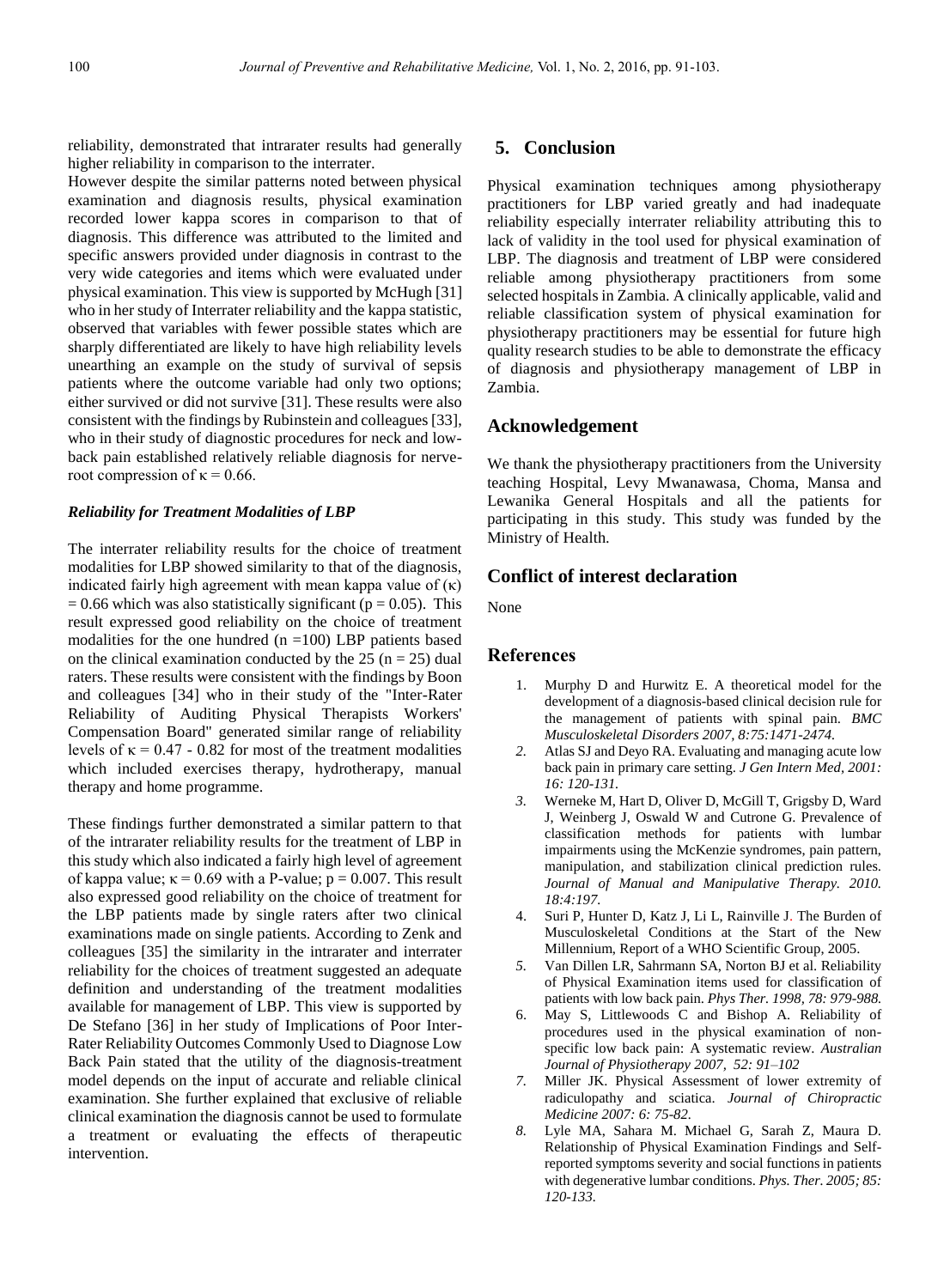reliability, demonstrated that intrarater results had generally higher reliability in comparison to the interrater.

However despite the similar patterns noted between physical examination and diagnosis results, physical examination recorded lower kappa scores in comparison to that of diagnosis. This difference was attributed to the limited and specific answers provided under diagnosis in contrast to the very wide categories and items which were evaluated under physical examination. This view is supported by McHugh [31] who in her study of Interrater reliability and the kappa statistic, observed that variables with fewer possible states which are sharply differentiated are likely to have high reliability levels unearthing an example on the study of survival of sepsis patients where the outcome variable had only two options; either survived or did not survive [31]. These results were also consistent with the findings by Rubinstein and colleagues [33], who in their study of diagnostic procedures for neck and low-back pain established relatively reliable diagnosis for nerve-root compression of $\kappa = 0.66$.

***Reliability for Treatment Modalities of LBP***

The interrater reliability results for the choice of treatment modalities for LBP showed similarity to that of the diagnosis, indicated fairly high agreement with mean kappa value of ($\kappa$) $= 0.66$ which was also statistically significant ($p = 0.05$). This result expressed good reliability on the choice of treatment modalities for the one hundred ($n = 100$) LBP patients based on the clinical examination conducted by the 25 ($n = 25$) dual raters. These results were consistent with the findings by Boon and colleagues [34] who in their study of the "Inter-Rater Reliability of Auditing Physical Therapists Workers' Compensation Board" generated similar range of reliability levels of $\kappa = 0.47$ - $0.82$ for most of the treatment modalities which included exercises therapy, hydrotherapy, manual therapy and home programme.

These findings further demonstrated a similar pattern to that of the intrarater reliability results for the treatment of LBP in this study which also indicated a fairly high level of agreement of kappa value; $\kappa = 0.69$ with a P-value; $p = 0.007$. This result also expressed good reliability on the choice of treatment for the LBP patients made by single raters after two clinical examinations made on single patients. According to Zenk and colleagues [35] the similarity in the intrarater and interrater reliability for the choices of treatment suggested an adequate definition and understanding of the treatment modalities available for management of LBP. This view is supported by De Stefano [36] in her study of Implications of Poor Inter-Rater Reliability Outcomes Commonly Used to Diagnose Low Back Pain stated that the utility of the diagnosis-treatment model depends on the input of accurate and reliable clinical examination. She further explained that exclusive of reliable clinical examination the diagnosis cannot be used to formulate a treatment or evaluating the effects of therapeutic intervention.

## 5. Conclusion

Physical examination techniques among physiotherapy practitioners for LBP varied greatly and had inadequate reliability especially interrater reliability attributing this to lack of validity in the tool used for physical examination of LBP. The diagnosis and treatment of LBP were considered reliable among physiotherapy practitioners from some selected hospitals in Zambia. A clinically applicable, valid and reliable classification system of physical examination for physiotherapy practitioners may be essential for future high quality research studies to be able to demonstrate the efficacy of diagnosis and physiotherapy management of LBP in Zambia.

## Acknowledgement

We thank the physiotherapy practitioners from the University teaching Hospital, Levy Mwanawasa, Choma, Mansa and Lewanika General Hospitals and all the patients for participating in this study. This study was funded by the Ministry of Health.

## Conflict of interest declaration

None

## References

1. Murphy D and Hurwitz E. A theoretical model for the development of a diagnosis-based clinical decision rule for the management of patients with spinal pain. *BMC Musculoskeletal Disorders 2007, 8:75:1471-2474.*
2. Atlas SJ and Deyo RA. Evaluating and managing acute low back pain in primary care setting. *J Gen Intern Med, 2001: 16: 120-131.*
3. Werneke M, Hart D, Oliver D, McGill T, Grigsby D, Ward J, Weinberg J, Oswald W and Cutrone G. Prevalence of classification methods for patients with lumbar impairments using the McKenzie syndromes, pain pattern, manipulation, and stabilization clinical prediction rules. *Journal of Manual and Manipulative Therapy. 2010. 18:4:197.*
4. Suri P, Hunter D, Katz J, Li L, Rainville J. The Burden of Musculoskeletal Conditions at the Start of the New Millennium, Report of a WHO Scientific Group, 2005.
5. Van Dillen LR, Sahrmann SA, Norton BJ et al. Reliability of Physical Examination items used for classification of patients with low back pain. *Phys Ther. 1998, 78: 979-988.*
6. May S, Littlewoods C and Bishop A. Reliability of procedures used in the physical examination of non-specific low back pain: A systematic review. *Australian Journal of Physiotherapy 2007, 52: 91–102*
7. Miller JK. Physical Assessment of lower extremity of radiculopathy and sciatica. *Journal of Chiropractic Medicine 2007: 6: 75-82.*
8. Lyle MA, Sahara M. Michael G, Sarah Z, Maura D. Relationship of Physical Examination Findings and Self-reported symptoms severity and social functions in patients with degenerative lumbar conditions. *Phys. Ther. 2005; 85: 120-133.*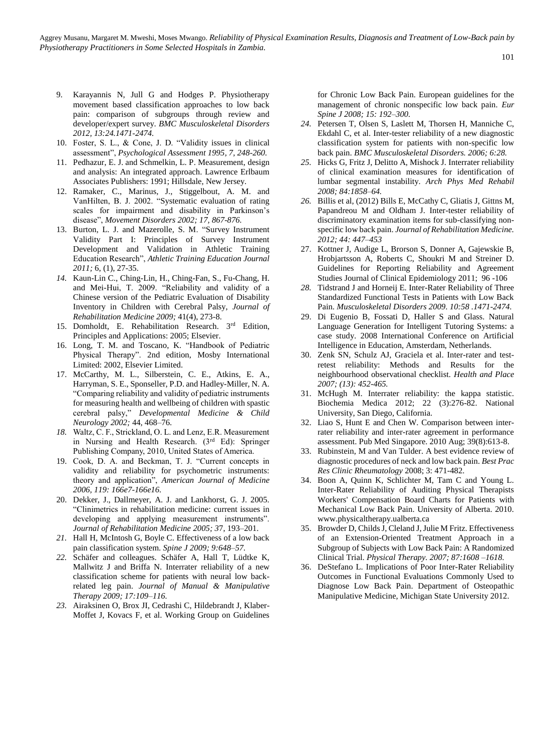9. Karayannis N, Jull G and Hodges P. Physiotherapy movement based classification approaches to low back pain: comparison of subgroups through review and developer/expert survey. *BMC Musculoskeletal Disorders 2012, 13:24.1471-2474.*
10. Foster, S. L., & Cone, J. D. "Validity issues in clinical assessment", *Psychological Assessment 1995, 7, 248-260.*
11. Pedhazur, E. J. and Schmelkin, L. P. Measurement, design and analysis: An integrated approach. Lawrence Erlbaum Associates Publishers: 1991; Hillsdale, New Jersey.
12. Ramaker, C., Marinus, J., Stiggelbout, A. M. and VanHilten, B. J. 2002. "Systematic evaluation of rating scales for impairment and disability in Parkinson's disease", *Movement Disorders 2002; 17, 867-876.*
13. Burton, L. J. and Mazerolle, S. M. "Survey Instrument Validity Part I: Principles of Survey Instrument Development and Validation in Athletic Training Education Research", *Athletic Training Education Journal 2011;* 6, (1), 27-35.
14. Kaun-Lin C., Ching-Lin, H., Ching-Fan, S., Fu-Chang, H. and Mei-Hui, T. 2009. "Reliability and validity of a Chinese version of the Pediatric Evaluation of Disability Inventory in Children with Cerebral Palsy, *Journal of Rehabilitation Medicine 2009;* 41(4), 273-8.
15. Domholdt, E. Rehabilitation Research. 3rd Edition, Principles and Applications: 2005; Elsevier.
16. Long, T. M. and Toscano, K. "Handbook of Pediatric Physical Therapy". 2nd edition, Mosby International Limited: 2002, Elsevier Limited.
17. McCarthy, M. L., Silberstein, C. E., Atkins, E. A., Harryman, S. E., Sponseller, P.D. and Hadley-Miller, N. A. "Comparing reliability and validity of pediatric instruments for measuring health and wellbeing of children with spastic cerebral palsy," *Developmental Medicine & Child Neurology 2002;* 44, 468–76.
18. Waltz, C. F., Strickland, O. L. and Lenz, E.R. Measurement in Nursing and Health Research. (3rd Ed): Springer Publishing Company, 2010, United States of America.
19. Cook, D. A. and Beckman, T. J. "Current concepts in validity and reliability for psychometric instruments: theory and application", *American Journal of Medicine 2006, 119: 166e7-166e16.*
20. Dekker, J., Dallmeyer, A. J. and Lankhorst, G. J. 2005. "Clinimetrics in rehabilitation medicine: current issues in developing and applying measurement instruments". *Journal of Rehabilitation Medicine 2005; 3*7, 193–201.
21. Hall H, McIntosh G, Boyle C. Effectiveness of a low back pain classification system. *Spine J 2009; 9:648–57.*
22. Schäfer and colleagues. Schäfer A, Hall T, Lüdtke K, Mallwitz J and Briffa N. Interrater reliability of a new classification scheme for patients with neural low back-related leg pain. *Journal of Manual & Manipulative Therapy 2009; 17:109–116.*
23. Airaksinen O, Brox JI, Cedrashi C, Hildebrandt J, Klaber-Moffet J, Kovacs F, et al. Working Group on Guidelines for Chronic Low Back Pain. European guidelines for the management of chronic nonspecific low back pain. *Eur Spine J 2008; 15: 192–300.*
24. Petersen T, Olsen S, Laslett M, Thorsen H, Manniche C, Ekdahl C, et al. Inter-tester reliability of a new diagnostic classification system for patients with non-specific low back pain. *BMC Musculoskeletal Disorders. 2006; 6:28.*
25. Hicks G, Fritz J, Delitto A, Mishock J. Interrater reliability of clinical examination measures for identification of lumbar segmental instability. *Arch Phys Med Rehabil 2008; 84:1858–64.*
26. Billis et al, (2012) Bills E, McCathy C, Gliatis J, Gittns M, Papandreou M and Oldham J. Inter-tester reliability of discriminatory examination items for sub-classifying non-specific low back pain. *Journal of Rehabilitation Medicine. 2012; 44: 447–453*
27. Kottner J, Audige L, Brorson S, Donner A, Gajewskie B, Hrobjartsson A, Roberts C, Shoukri M and Streiner D. Guidelines for Reporting Reliability and Agreement Studies Journal of Clinical Epidemiology 2011; 96 -106
28. Tidstrand J and Horneij E. Inter-Rater Reliability of Three Standardized Functional Tests in Patients with Low Back Pain. *Musculoskeletal Disorders 2009. 10:58 .1471-2474.*
29. Di Eugenio B, Fossati D, Haller S and Glass. Natural Language Generation for Intelligent Tutoring Systems: a case study. 2008 International Conference on Artificial Intelligence in Education, Amsterdam, Netherlands.
30. Zenk SN, Schulz AJ, Graciela et al. Inter-rater and test-retest reliability: Methods and Results for the neighbourhood observational checklist. *Health and Place 2007; (13): 452-465.*
31. McHugh M. Interrater reliability: the kappa statistic. Biochemia Medica 2012; 22 (3):276-82. National University, San Diego, California.
32. Liao S, Hunt E and Chen W. Comparison between inter-rater reliability and inter-rater agreement in performance assessment. Pub Med Singapore. 2010 Aug; 39(8):613-8.
33. Rubinstein, M and Van Tulder. A best evidence review of diagnostic procedures of neck and low back pain. *Best Prac Res Clinic Rheumatology* 2008; 3: 471-482.
34. Boon A, Quinn K, Schlichter M, Tam C and Young L. Inter-Rater Reliability of Auditing Physical Therapists Workers' Compensation Board Charts for Patients with Mechanical Low Back Pain. University of Alberta. 2010. www.physicaltherapy.ualberta.ca
35. Browder D, Childs J, Cleland J, Julie M Fritz. Effectiveness of an Extension-Oriented Treatment Approach in a Subgroup of Subjects with Low Back Pain: A Randomized Clinical Trial. *Physical Therapy. 2007; 87:1608 –1618.*
36. DeStefano L. Implications of Poor Inter-Rater Reliability Outcomes in Functional Evaluations Commonly Used to Diagnose Low Back Pain. Department of Osteopathic Manipulative Medicine, Michigan State University 2012.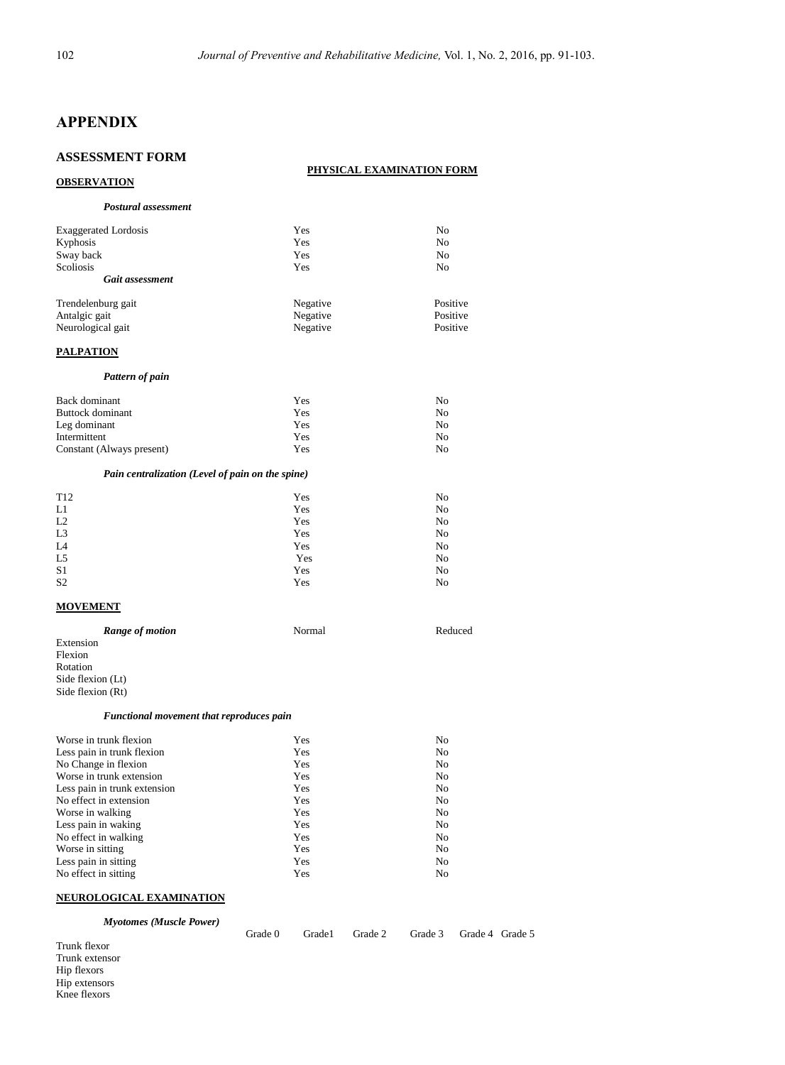## APPENDIX

### ASSESSMENT FORM

**PHYSICAL EXAMINATION FORM**

**OBSERVATION**

***Postural assessment***

| | | |
|---|---|---|
| Exaggerated Lordosis | Yes | No |
| Kyphosis | Yes | No |
| Sway back | Yes | No |
| Scoliosis | Yes | No |

***Gait assessment***

| | | |
|---|---|---|
| Trendelenburg gait | Negative | Positive |
| Antalgic gait | Negative | Positive |
| Neurological gait | Negative | Positive |

**PALPATION**

***Pattern of pain***

| | | |
|---|---|---|
| Back dominant | Yes | No |
| Buttock dominant | Yes | No |
| Leg dominant | Yes | No |
| Intermittent | Yes | No |
| Constant (Always present) | Yes | No |

***Pain centralization (Level of pain on the spine)***

| | | |
|---|---|---|
| T12 | Yes | No |
| L1 | Yes | No |
| L2 | Yes | No |
| L3 | Yes | No |
| L4 | Yes | No |
| L5 | Yes | No |
| S1 | Yes | No |
| S2 | Yes | No |

**MOVEMENT**

| ***Range of motion*** | Normal | Reduced |
|---|---|---|
| Extension | | |
| Flexion | | |
| Rotation | | |
| Side flexion (Lt) | | |
| Side flexion (Rt) | | |

***Functional movement that reproduces pain***

| | | |
|---|---|---|
| Worse in trunk flexion | Yes | No |
| Less pain in trunk flexion | Yes | No |
| No Change in flexion | Yes | No |
| Worse in trunk extension | Yes | No |
| Less pain in trunk extension | Yes | No |
| No effect in extension | Yes | No |
| Worse in walking | Yes | No |
| Less pain in waking | Yes | No |
| No effect in walking | Yes | No |
| Worse in sitting | Yes | No |
| Less pain in sitting | Yes | No |
| No effect in sitting | Yes | No |

**NEUROLOGICAL EXAMINATION**

***Myotomes (Muscle Power)***

| | Grade 0 | Grade1 | Grade 2 | Grade 3 | Grade 4 | Grade 5 |
|---|---|---|---|---|---|---|
| Trunk flexor | | | | | | |
| Trunk extensor | | | | | | |
| Hip flexors | | | | | | |
| Hip extensors | | | | | | |
| Knee flexors | | | | | | |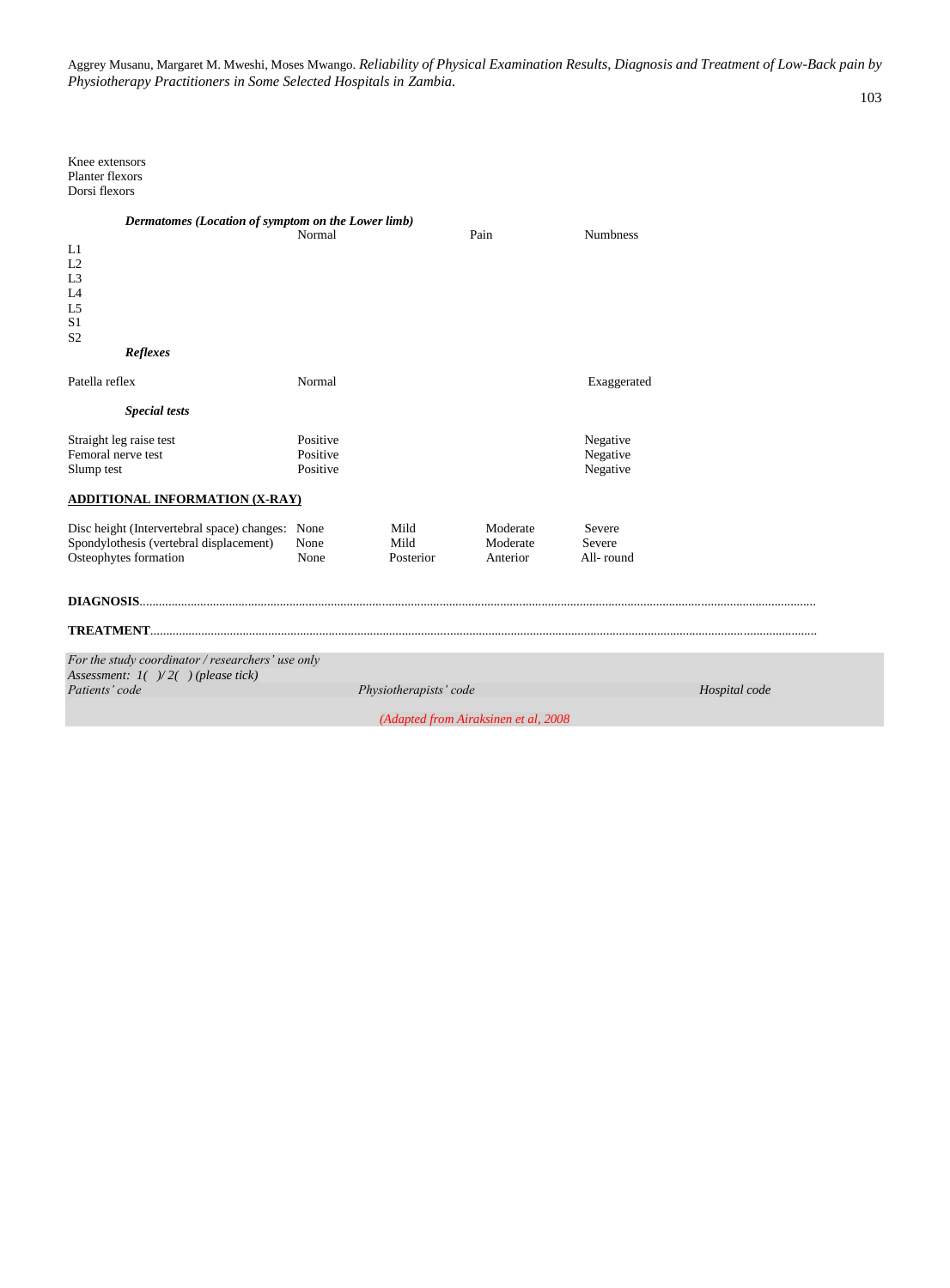Knee extensors
Planter flexors
Dorsi flexors

***Dermatomes (Location of symptom on the Lower limb)***

| | Normal | Pain | Numbness |
|---|---|---|---|
| L1 | | | |
| L2 | | | |
| L3 | | | |
| L4 | | | |
| L5 | | | |
| S1 | | | |
| S2 | | | |

***Reflexes***

| | | |
|---|---|---|
| Patella reflex | Normal | Exaggerated |

***Special tests***

| | | |
|---|---|---|
| Straight leg raise test | Positive | Negative |
| Femoral nerve test | Positive | Negative |
| Slump test | Positive | Negative |

**ADDITIONAL INFORMATION (X-RAY)**

| | | | | |
|---|---|---|---|---|
| Disc height (Intervertebral space) changes: | None | Mild | Moderate | Severe |
| Spondylothesis (vertebral displacement) | None | Mild | Moderate | Severe |
| Osteophytes formation | None | Posterior | Anterior | All- round |

**DIAGNOSIS**.......................................................................................................................................................................................................

**TREATMENT**.....................................................................................................................................................................................................

*For the study coordinator / researchers' use only*
*Assessment: 1( )/ 2( ) (please tick)*
*Patients' code* *Physiotherapists' code* *Hospital code*

*(Adapted from Airaksinen et al, 2008*